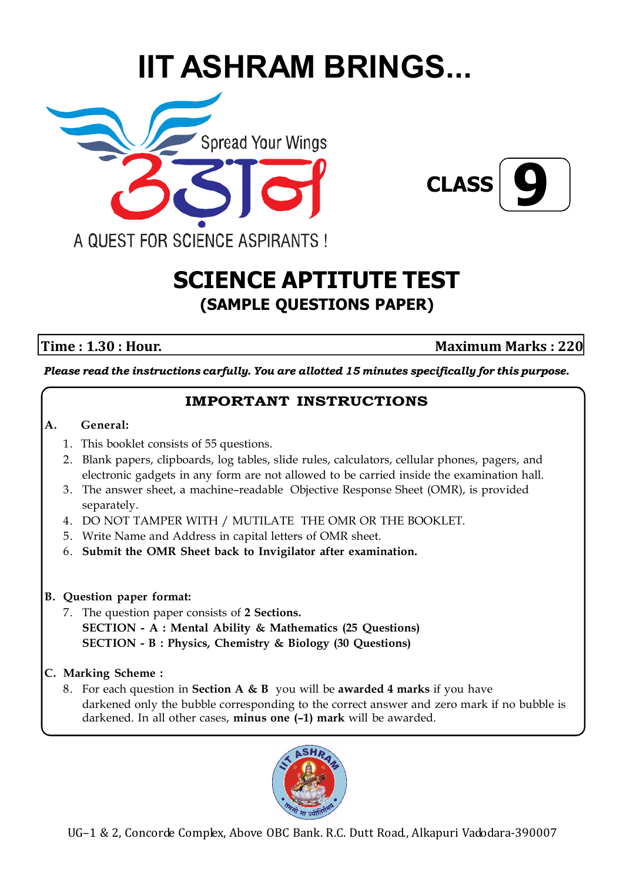# IIT ASHRAM BRINGS...

Spread Your Wings

उड़ान

A QUEST FOR SCIENCE ASPIRANTS !

**CLASS 9**

## SCIENCE APTITUTE TEST
### (SAMPLE QUESTIONS PAPER)

**Time : 1.30 : Hour.** **Maximum Marks : 220**

***Please read the instructions carfully. You are allotted 15 minutes specifically for this purpose.***

### IMPORTANT INSTRUCTIONS

**A. General:**

1. This booklet consists of 55 questions.
2. Blank papers, clipboards, log tables, slide rules, calculators, cellular phones, pagers, and electronic gadgets in any form are not allowed to be carried inside the examination hall.
3. The answer sheet, a machine–readable Objective Response Sheet (OMR), is provided separately.
4. DO NOT TAMPER WITH / MUTILATE THE OMR OR THE BOOKLET.
5. Write Name and Address in capital letters of OMR sheet.
6. **Submit the OMR Sheet back to Invigilator after examination.**

**B. Question paper format:**

7. The question paper consists of **2 Sections.**
   **SECTION - A : Mental Ability & Mathematics (25 Questions)**
   **SECTION - B : Physics, Chemistry & Biology (30 Questions)**

**C. Marking Scheme :**

8. For each question in **Section A & B** you will be **awarded 4 marks** if you have darkened only the bubble corresponding to the correct answer and zero mark if no bubble is darkened. In all other cases, **minus one (–1) mark** will be awarded.

UG–1 & 2, Concorde Complex, Above OBC Bank. R.C. Dutt Road, Alkapuri Vadodara-390007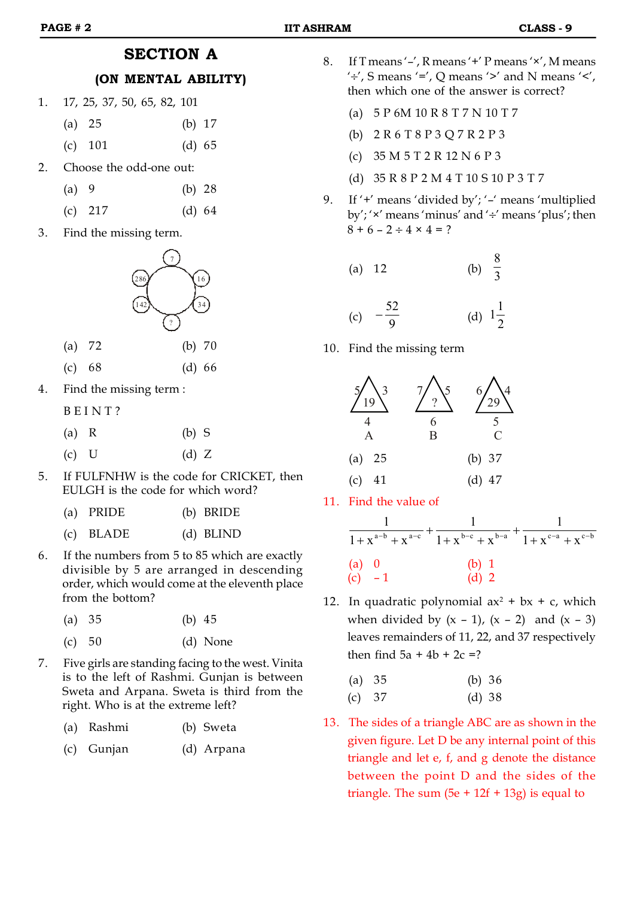## SECTION A

### (ON MENTAL ABILITY)

1. 17, 25, 37, 50, 65, 82, 101

   (a) 25 (b) 17

   (c) 101 (d) 65

2. Choose the odd-one out:

   (a) 9 (b) 28

   (c) 217 (d) 64

3. Find the missing term.

   (Circle with numbers around it: 7, 16, 34, ?, 142, 286)

   (a) 72 (b) 70

   (c) 68 (d) 66

4. Find the missing term :

   B E I N T ?

   (a) R (b) S

   (c) U (d) Z

5. If FULFNHW is the code for CRICKET, then EULGH is the code for which word?

   (a) PRIDE (b) BRIDE

   (c) BLADE (d) BLIND

6. If the numbers from 5 to 85 which are exactly divisible by 5 are arranged in descending order, which would come at the eleventh place from the bottom?

   (a) 35 (b) 45

   (c) 50 (d) None

7. Five girls are standing facing to the west. Vinita is to the left of Rashmi. Gunjan is between Sweta and Arpana. Sweta is third from the right. Who is at the extreme left?

   (a) Rashmi (b) Sweta

   (c) Gunjan (d) Arpana

8. If T means '–', R means '+' P means '×', M means '÷', S means '=', Q means '>' and N means '<', then which one of the answer is correct?

   (a) 5 P 6M 10 R 8 T 7 N 10 T 7

   (b) 2 R 6 T 8 P 3 Q 7 R 2 P 3

   (c) 35 M 5 T 2 R 12 N 6 P 3

   (d) 35 R 8 P 2 M 4 T 10 S 10 P 3 T 7

9. If '+' means 'divided by'; '–' means 'multiplied by'; '×' means 'minus' and '÷' means 'plus'; then $8 + 6 - 2 \div 4 \times 4 = ?$

   (a) 12 (b) $\frac{8}{3}$

   (c) $-\frac{52}{9}$ (d) $1\frac{1}{2}$

10. Find the missing term

    | | A | B | C |
    |---|---|---|---|
    | Left side | 5 | 7 | 6 |
    | Right side | 3 | 5 | 4 |
    | Bottom | 4 | 6 | 5 |
    | Inside | 19 | ? | 29 |

    (a) 25 (b) 37

    (c) 41 (d) 47

11. Find the value of

    $$\frac{1}{1+x^{a-b}+x^{a-c}}+\frac{1}{1+x^{b-c}+x^{b-a}}+\frac{1}{1+x^{c-a}+x^{c-b}}$$

    (a) 0 (b) 1

    (c) – 1 (d) 2

12. In quadratic polynomial $ax^2 + bx + c$, which when divided by $(x - 1)$, $(x - 2)$ and $(x - 3)$ leaves remainders of 11, 22, and 37 respectively then find $5a + 4b + 2c$ =?

    (a) 35 (b) 36

    (c) 37 (d) 38

13. The sides of a triangle ABC are as shown in the given figure. Let D be any internal point of this triangle and let e, f, and g denote the distance between the point D and the sides of the triangle. The sum $(5e + 12f + 13g)$ is equal to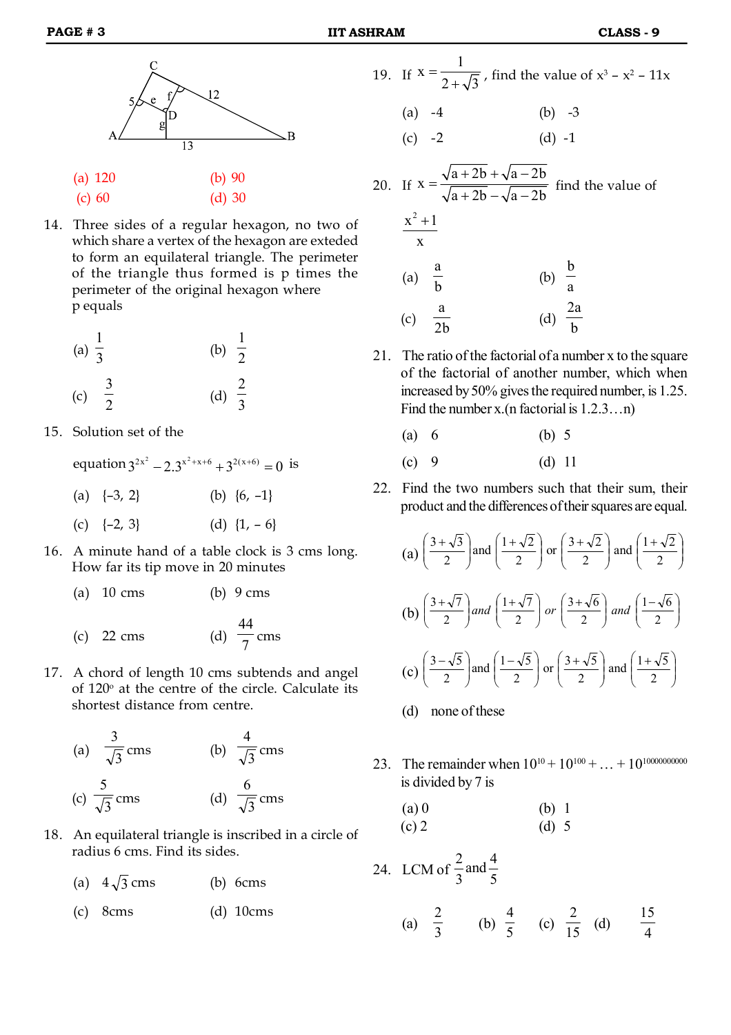(a) 120 (b) 90

(c) 60 (d) 30

14. Three sides of a regular hexagon, no two of which share a vertex of the hexagon are exteded to form an equilateral triangle. The perimeter of the triangle thus formed is p times the perimeter of the original hexagon where p equals

(a) $\frac{1}{3}$ (b) $\frac{1}{2}$

(c) $\frac{3}{2}$ (d) $\frac{2}{3}$

15. Solution set of the equation $3^{2x^2} - 2.3^{x^2+x+6} + 3^{2(x+6)} = 0$ is

(a) {–3, 2} (b) {6, –1}

(c) {–2, 3} (d) {1, – 6}

16. A minute hand of a table clock is 3 cms long. How far its tip move in 20 minutes

(a) 10 cms (b) 9 cms

(c) 22 cms (d) $\frac{44}{7}$ cms

17. A chord of length 10 cms subtends and angel of 120º at the centre of the circle. Calculate its shortest distance from centre.

(a) $\frac{3}{\sqrt{3}}$ cms (b) $\frac{4}{\sqrt{3}}$ cms

(c) $\frac{5}{\sqrt{3}}$ cms (d) $\frac{6}{\sqrt{3}}$ cms

18. An equilateral triangle is inscribed in a circle of radius 6 cms. Find its sides.

(a) $4\sqrt{3}$ cms (b) 6cms

(c) 8cms (d) 10cms

19. If $x = \frac{1}{2+\sqrt{3}}$, find the value of $x^3 - x^2 - 11x$

(a) -4 (b) -3

(c) -2 (d) -1

20. If $x = \frac{\sqrt{a+2b}+\sqrt{a-2b}}{\sqrt{a+2b}-\sqrt{a-2b}}$ find the value of $\frac{x^2+1}{x}$

(a) $\frac{a}{b}$ (b) $\frac{b}{a}$

(c) $\frac{a}{2b}$ (d) $\frac{2a}{b}$

21. The ratio of the factorial of a number x to the square of the factorial of another number, which when increased by 50% gives the required number, is 1.25. Find the number x.(n factorial is 1.2.3…n)

(a) 6 (b) 5

(c) 9 (d) 11

22. Find the two numbers such that their sum, their product and the differences of their squares are equal.

(a) $\left(\frac{3+\sqrt{3}}{2}\right)$ and $\left(\frac{1+\sqrt{2}}{2}\right)$ or $\left(\frac{3+\sqrt{2}}{2}\right)$ and $\left(\frac{1+\sqrt{2}}{2}\right)$

(b) $\left(\frac{3+\sqrt{7}}{2}\right)$ *and* $\left(\frac{1+\sqrt{7}}{2}\right)$ *or* $\left(\frac{3+\sqrt{6}}{2}\right)$ *and* $\left(\frac{1-\sqrt{6}}{2}\right)$

(c) $\left(\frac{3-\sqrt{5}}{2}\right)$ and $\left(\frac{1-\sqrt{5}}{2}\right)$ or $\left(\frac{3+\sqrt{5}}{2}\right)$ and $\left(\frac{1+\sqrt{5}}{2}\right)$

(d) none of these

23. The remainder when $10^{10} + 10^{100} + \ldots + 10^{10000000000}$ is divided by 7 is

(a) 0 (b) 1

(c) 2 (d) 5

24. LCM of $\frac{2}{3}$ and $\frac{4}{5}$

(a) $\frac{2}{3}$ (b) $\frac{4}{5}$ (c) $\frac{2}{15}$ (d) $\frac{15}{4}$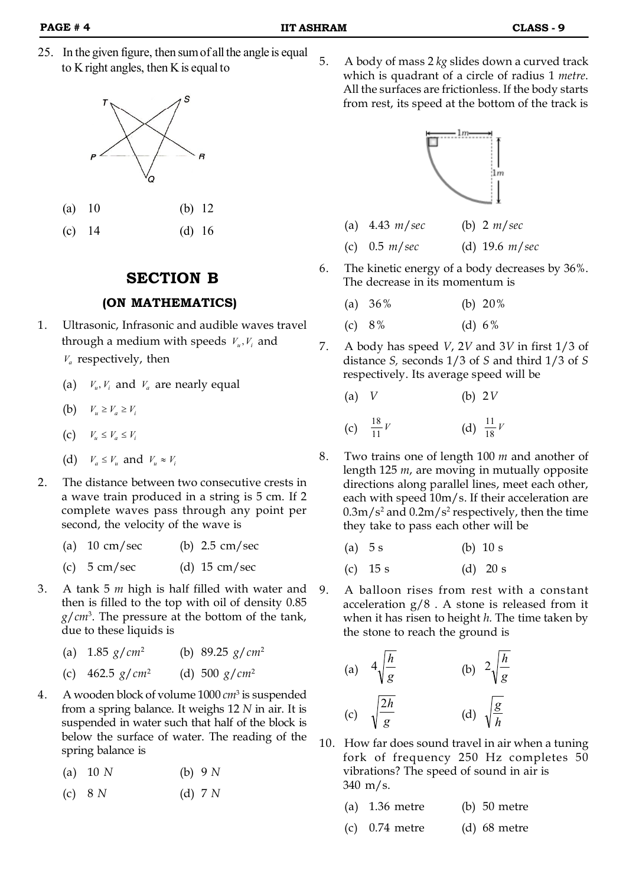25. In the given figure, then sum of all the angle is equal to K right angles, then K is equal to

(a) 10 (b) 12

(c) 14 (d) 16

## SECTION B

### (ON MATHEMATICS)

1. Ultrasonic, Infrasonic and audible waves travel through a medium with speeds $V_u, V_i$ and $V_a$ respectively, then

   (a) $V_u, V_i$ and $V_a$ are nearly equal

   (b) $V_u \geq V_a \geq V_i$

   (c) $V_u \leq V_a \leq V_i$

   (d) $V_a \leq V_u$ and $V_u \approx V_i$

2. The distance between two consecutive crests in a wave train produced in a string is 5 cm. If 2 complete waves pass through any point per second, the velocity of the wave is

   (a) 10 cm/sec (b) 2.5 cm/sec

   (c) 5 cm/sec (d) 15 cm/sec

3. A tank 5 *m* high is half filled with water and then is filled to the top with oil of density 0.85 $g/cm^3$. The pressure at the bottom of the tank, due to these liquids is

   (a) 1.85 $g/cm^2$ (b) 89.25 $g/cm^2$

   (c) 462.5 $g/cm^2$ (d) 500 $g/cm^2$

4. A wooden block of volume 1000 $cm^3$ is suspended from a spring balance. It weighs 12 *N* in air. It is suspended in water such that half of the block is below the surface of water. The reading of the spring balance is

   (a) 10 *N* (b) 9 *N*

   (c) 8 *N* (d) 7 *N*

5. A body of mass 2 *kg* slides down a curved track which is quadrant of a circle of radius 1 *metre*. All the surfaces are frictionless. If the body starts from rest, its speed at the bottom of the track is

   (a) 4.43 *m/sec* (b) 2 *m/sec*

   (c) 0.5 *m/sec* (d) 19.6 *m/sec*

6. The kinetic energy of a body decreases by 36%. The decrease in its momentum is

   (a) 36% (b) 20%

   (c) 8% (d) 6%

7. A body has speed *V*, 2*V* and 3*V* in first 1/3 of distance *S*, seconds 1/3 of *S* and third 1/3 of *S* respectively. Its average speed will be

   (a) $V$ (b) $2V$

   (c) $\frac{18}{11}V$ (d) $\frac{11}{18}V$

8. Two trains one of length 100 *m* and another of length 125 *m*, are moving in mutually opposite directions along parallel lines, meet each other, each with speed 10m/s. If their acceleration are 0.3m/s$^2$ and 0.2m/s$^2$ respectively, then the time they take to pass each other will be

   (a) 5 s (b) 10 s

   (c) 15 s (d) 20 s

9. A balloon rises from rest with a constant acceleration g/8 . A stone is released from it when it has risen to height *h*. The time taken by the stone to reach the ground is

   (a) $4\sqrt{\frac{h}{g}}$ (b) $2\sqrt{\frac{h}{g}}$

   (c) $\sqrt{\frac{2h}{g}}$ (d) $\sqrt{\frac{g}{h}}$

10. How far does sound travel in air when a tuning fork of frequency 250 Hz completes 50 vibrations? The speed of sound in air is 340 m/s.

    (a) 1.36 metre (b) 50 metre

    (c) 0.74 metre (d) 68 metre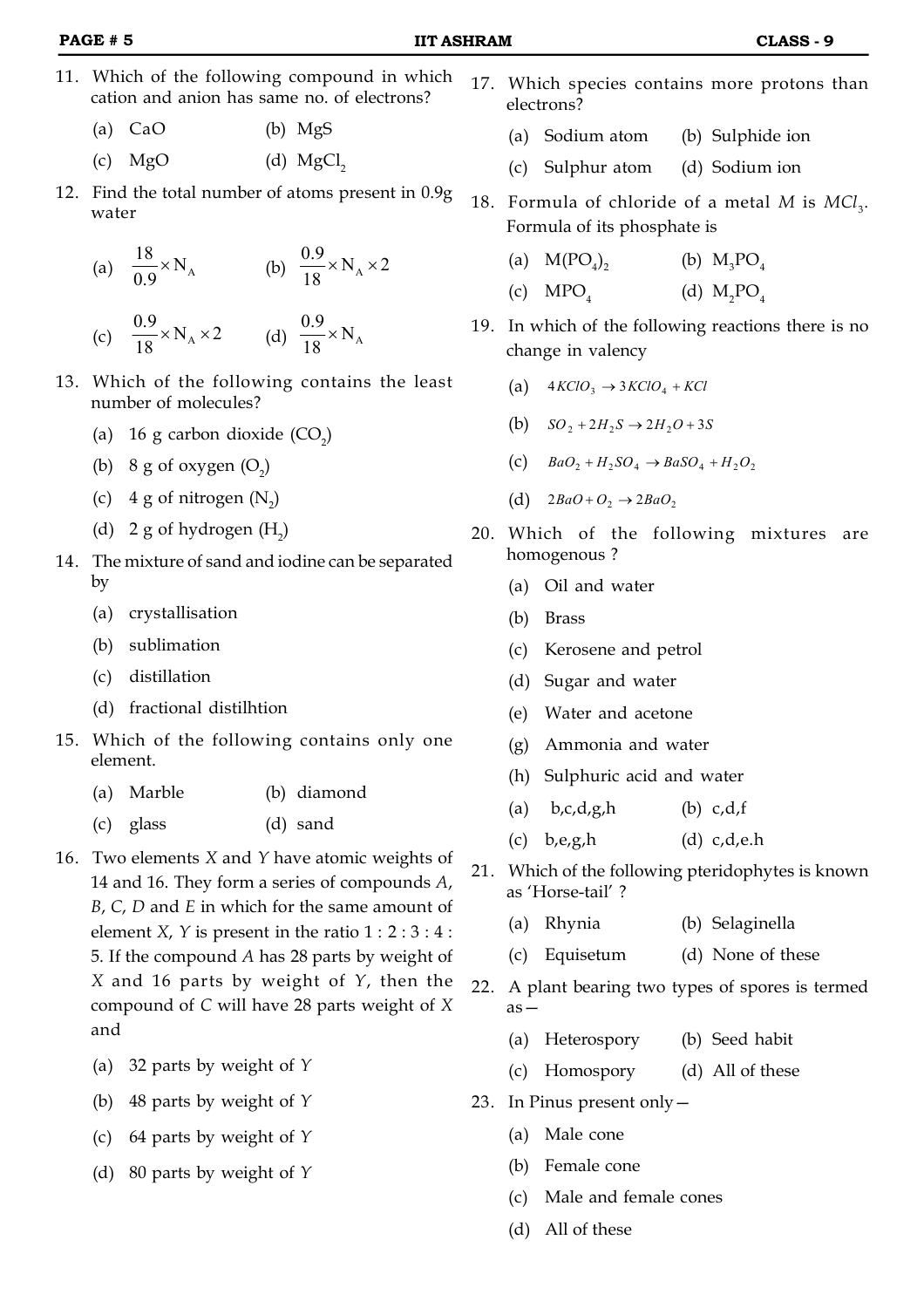11. Which of the following compound in which cation and anion has same no. of electrons?

    (a) CaO (b) MgS

    (c) MgO (d) $MgCl_2$

12. Find the total number of atoms present in 0.9g water

    (a) $\frac{18}{0.9} \times N_A$ (b) $\frac{0.9}{18} \times N_A \times 2$

    (c) $\frac{0.9}{18} \times N_A \times 2$ (d) $\frac{0.9}{18} \times N_A$

13. Which of the following contains the least number of molecules?

    (a) 16 g carbon dioxide ($CO_2$)

    (b) 8 g of oxygen ($O_2$)

    (c) 4 g of nitrogen ($N_2$)

    (d) 2 g of hydrogen ($H_2$)

14. The mixture of sand and iodine can be separated by

    (a) crystallisation

    (b) sublimation

    (c) distillation

    (d) fractional distilhtion

15. Which of the following contains only one element.

    (a) Marble (b) diamond

    (c) glass (d) sand

16. Two elements *X* and *Y* have atomic weights of 14 and 16. They form a series of compounds *A*, *B*, *C*, *D* and *E* in which for the same amount of element *X*, *Y* is present in the ratio 1 : 2 : 3 : 4 : 5. If the compound *A* has 28 parts by weight of *X* and 16 parts by weight of *Y*, then the compound of *C* will have 28 parts weight of *X* and

    (a) 32 parts by weight of *Y*

    (b) 48 parts by weight of *Y*

    (c) 64 parts by weight of *Y*

    (d) 80 parts by weight of *Y*

17. Which species contains more protons than electrons?

    (a) Sodium atom (b) Sulphide ion

    (c) Sulphur atom (d) Sodium ion

18. Formula of chloride of a metal *M* is $MCl_3$. Formula of its phosphate is

    (a) $M(PO_4)_2$ (b) $M_3PO_4$

    (c) $MPO_4$ (d) $M_2PO_4$

19. In which of the following reactions there is no change in valency

    (a) $4KClO_3 \rightarrow 3KClO_4 + KCl$

    (b) $SO_2 + 2H_2S \rightarrow 2H_2O + 3S$

    (c) $BaO_2 + H_2SO_4 \rightarrow BaSO_4 + H_2O_2$

    (d) $2BaO + O_2 \rightarrow 2BaO_2$

20. Which of the following mixtures are homogenous ?

    (a) Oil and water

    (b) Brass

    (c) Kerosene and petrol

    (d) Sugar and water

    (e) Water and acetone

    (g) Ammonia and water

    (h) Sulphuric acid and water

    (a) b,c,d,g,h (b) c,d,f

    (c) b,e,g,h (d) c,d,e.h

21. Which of the following pteridophytes is known as 'Horse-tail' ?

    (a) Rhynia (b) Selaginella

    (c) Equisetum (d) None of these

22. A plant bearing two types of spores is termed as—

    (a) Heterospory (b) Seed habit

    (c) Homospory (d) All of these

23. In Pinus present only—

    (a) Male cone

    (b) Female cone

    (c) Male and female cones

    (d) All of these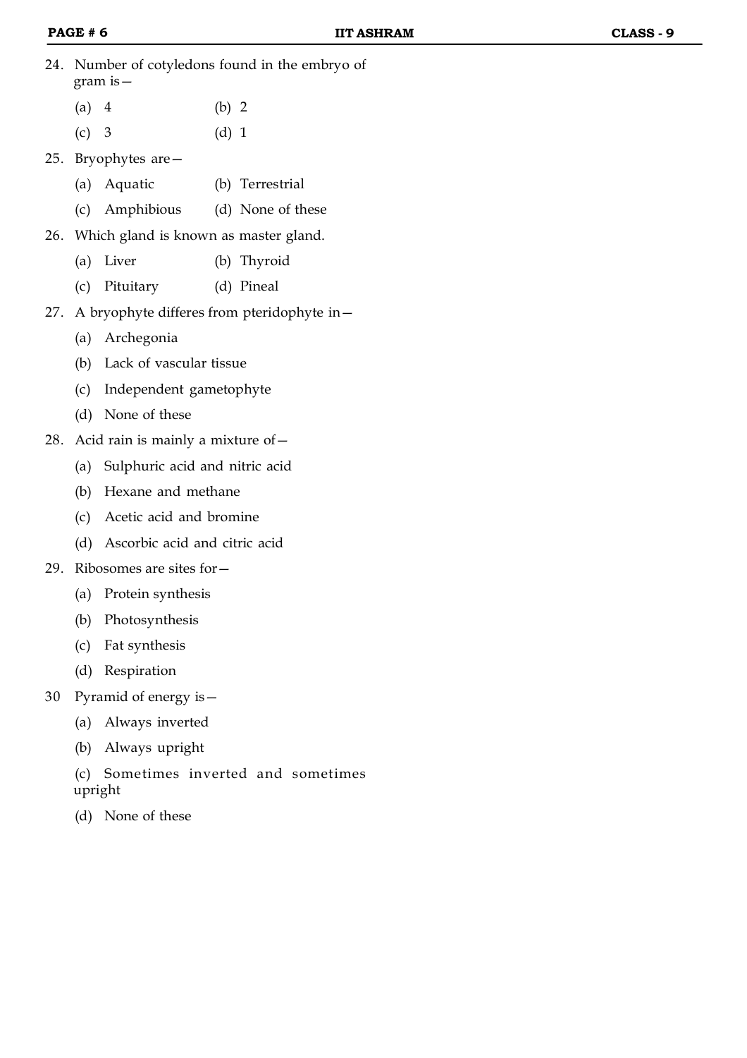24. Number of cotyledons found in the embryo of gram is—
    (a) 4 (b) 2
    (c) 3 (d) 1

25. Bryophytes are—
    (a) Aquatic (b) Terrestrial
    (c) Amphibious (d) None of these

26. Which gland is known as master gland.
    (a) Liver (b) Thyroid
    (c) Pituitary (d) Pineal

27. A bryophyte differes from pteridophyte in—
    (a) Archegonia
    (b) Lack of vascular tissue
    (c) Independent gametophyte
    (d) None of these

28. Acid rain is mainly a mixture of—
    (a) Sulphuric acid and nitric acid
    (b) Hexane and methane
    (c) Acetic acid and bromine
    (d) Ascorbic acid and citric acid

29. Ribosomes are sites for—
    (a) Protein synthesis
    (b) Photosynthesis
    (c) Fat synthesis
    (d) Respiration

30 Pyramid of energy is—
    (a) Always inverted
    (b) Always upright
    (c) Sometimes inverted and sometimes upright
    (d) None of these